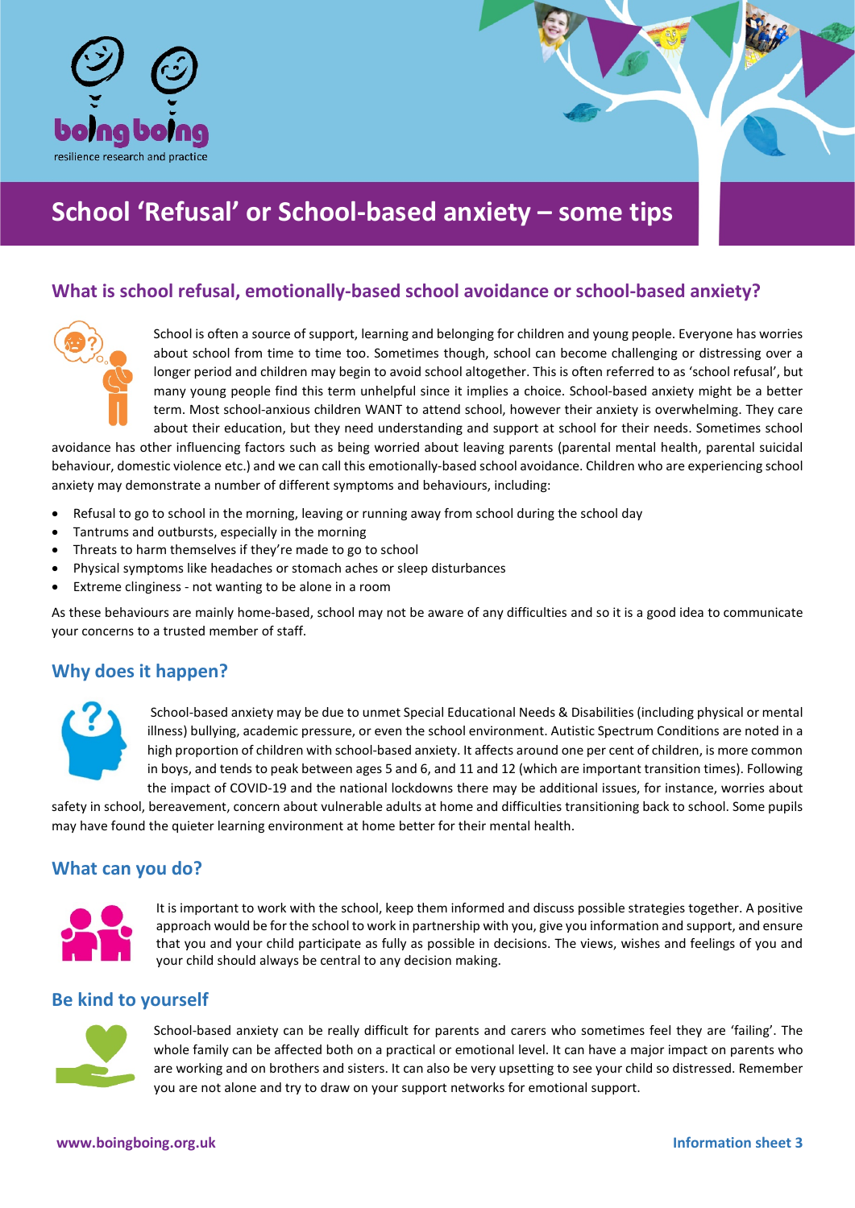boing boing
resilience research and practice

# School 'Refusal' or School-based anxiety – some tips

## What is school refusal, emotionally-based school avoidance or school-based anxiety?

School is often a source of support, learning and belonging for children and young people. Everyone has worries about school from time to time too. Sometimes though, school can become challenging or distressing over a longer period and children may begin to avoid school altogether. This is often referred to as 'school refusal', but many young people find this term unhelpful since it implies a choice. School-based anxiety might be a better term. Most school-anxious children WANT to attend school, however their anxiety is overwhelming. They care about their education, but they need understanding and support at school for their needs. Sometimes school avoidance has other influencing factors such as being worried about leaving parents (parental mental health, parental suicidal behaviour, domestic violence etc.) and we can call this emotionally-based school avoidance. Children who are experiencing school anxiety may demonstrate a number of different symptoms and behaviours, including:

- Refusal to go to school in the morning, leaving or running away from school during the school day
- Tantrums and outbursts, especially in the morning
- Threats to harm themselves if they're made to go to school
- Physical symptoms like headaches or stomach aches or sleep disturbances
- Extreme clinginess - not wanting to be alone in a room

As these behaviours are mainly home-based, school may not be aware of any difficulties and so it is a good idea to communicate your concerns to a trusted member of staff.

## Why does it happen?

School-based anxiety may be due to unmet Special Educational Needs & Disabilities (including physical or mental illness) bullying, academic pressure, or even the school environment. Autistic Spectrum Conditions are noted in a high proportion of children with school-based anxiety. It affects around one per cent of children, is more common in boys, and tends to peak between ages 5 and 6, and 11 and 12 (which are important transition times). Following the impact of COVID-19 and the national lockdowns there may be additional issues, for instance, worries about safety in school, bereavement, concern about vulnerable adults at home and difficulties transitioning back to school. Some pupils may have found the quieter learning environment at home better for their mental health.

## What can you do?

It is important to work with the school, keep them informed and discuss possible strategies together. A positive approach would be for the school to work in partnership with you, give you information and support, and ensure that you and your child participate as fully as possible in decisions. The views, wishes and feelings of you and your child should always be central to any decision making.

## Be kind to yourself

School-based anxiety can be really difficult for parents and carers who sometimes feel they are 'failing'. The whole family can be affected both on a practical or emotional level. It can have a major impact on parents who are working and on brothers and sisters. It can also be very upsetting to see your child so distressed. Remember you are not alone and try to draw on your support networks for emotional support.

www.boingboing.org.uk

Information sheet 3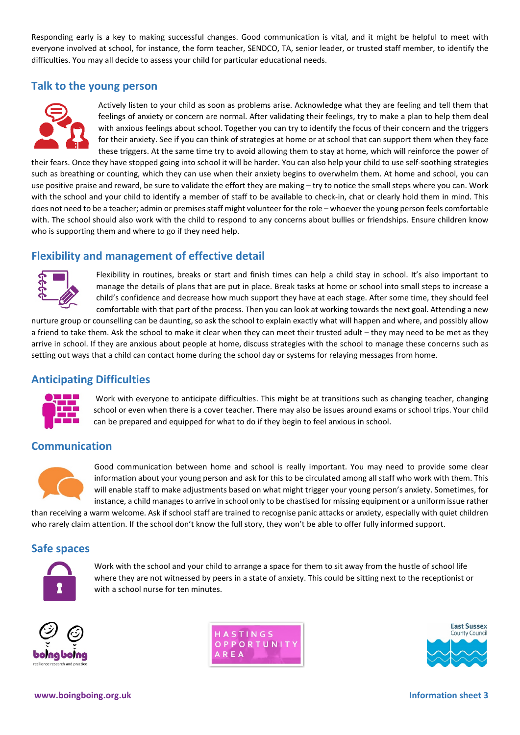Responding early is a key to making successful changes. Good communication is vital, and it might be helpful to meet with everyone involved at school, for instance, the form teacher, SENDCO, TA, senior leader, or trusted staff member, to identify the difficulties. You may all decide to assess your child for particular educational needs.

## Talk to the young person

Actively listen to your child as soon as problems arise. Acknowledge what they are feeling and tell them that feelings of anxiety or concern are normal. After validating their feelings, try to make a plan to help them deal with anxious feelings about school. Together you can try to identify the focus of their concern and the triggers for their anxiety. See if you can think of strategies at home or at school that can support them when they face these triggers. At the same time try to avoid allowing them to stay at home, which will reinforce the power of their fears. Once they have stopped going into school it will be harder. You can also help your child to use self-soothing strategies such as breathing or counting, which they can use when their anxiety begins to overwhelm them. At home and school, you can use positive praise and reward, be sure to validate the effort they are making – try to notice the small steps where you can. Work with the school and your child to identify a member of staff to be available to check-in, chat or clearly hold them in mind. This does not need to be a teacher; admin or premises staff might volunteer for the role – whoever the young person feels comfortable with. The school should also work with the child to respond to any concerns about bullies or friendships. Ensure children know who is supporting them and where to go if they need help.

## Flexibility and management of effective detail

Flexibility in routines, breaks or start and finish times can help a child stay in school. It's also important to manage the details of plans that are put in place. Break tasks at home or school into small steps to increase a child's confidence and decrease how much support they have at each stage. After some time, they should feel comfortable with that part of the process. Then you can look at working towards the next goal. Attending a new nurture group or counselling can be daunting, so ask the school to explain exactly what will happen and where, and possibly allow a friend to take them. Ask the school to make it clear when they can meet their trusted adult – they may need to be met as they arrive in school. If they are anxious about people at home, discuss strategies with the school to manage these concerns such as setting out ways that a child can contact home during the school day or systems for relaying messages from home.

## Anticipating Difficulties

Work with everyone to anticipate difficulties. This might be at transitions such as changing teacher, changing school or even when there is a cover teacher. There may also be issues around exams or school trips. Your child can be prepared and equipped for what to do if they begin to feel anxious in school.

## Communication

Good communication between home and school is really important. You may need to provide some clear information about your young person and ask for this to be circulated among all staff who work with them. This will enable staff to make adjustments based on what might trigger your young person's anxiety. Sometimes, for instance, a child manages to arrive in school only to be chastised for missing equipment or a uniform issue rather than receiving a warm welcome. Ask if school staff are trained to recognise panic attacks or anxiety, especially with quiet children who rarely claim attention. If the school don't know the full story, they won't be able to offer fully informed support.

## Safe spaces

Work with the school and your child to arrange a space for them to sit away from the hustle of school life where they are not witnessed by peers in a state of anxiety. This could be sitting next to the receptionist or with a school nurse for ten minutes.

boing boing
resilience research and practice

HASTINGS OPPORTUNITY AREA

East Sussex County Council

www.boingboing.org.uk

Information sheet 3